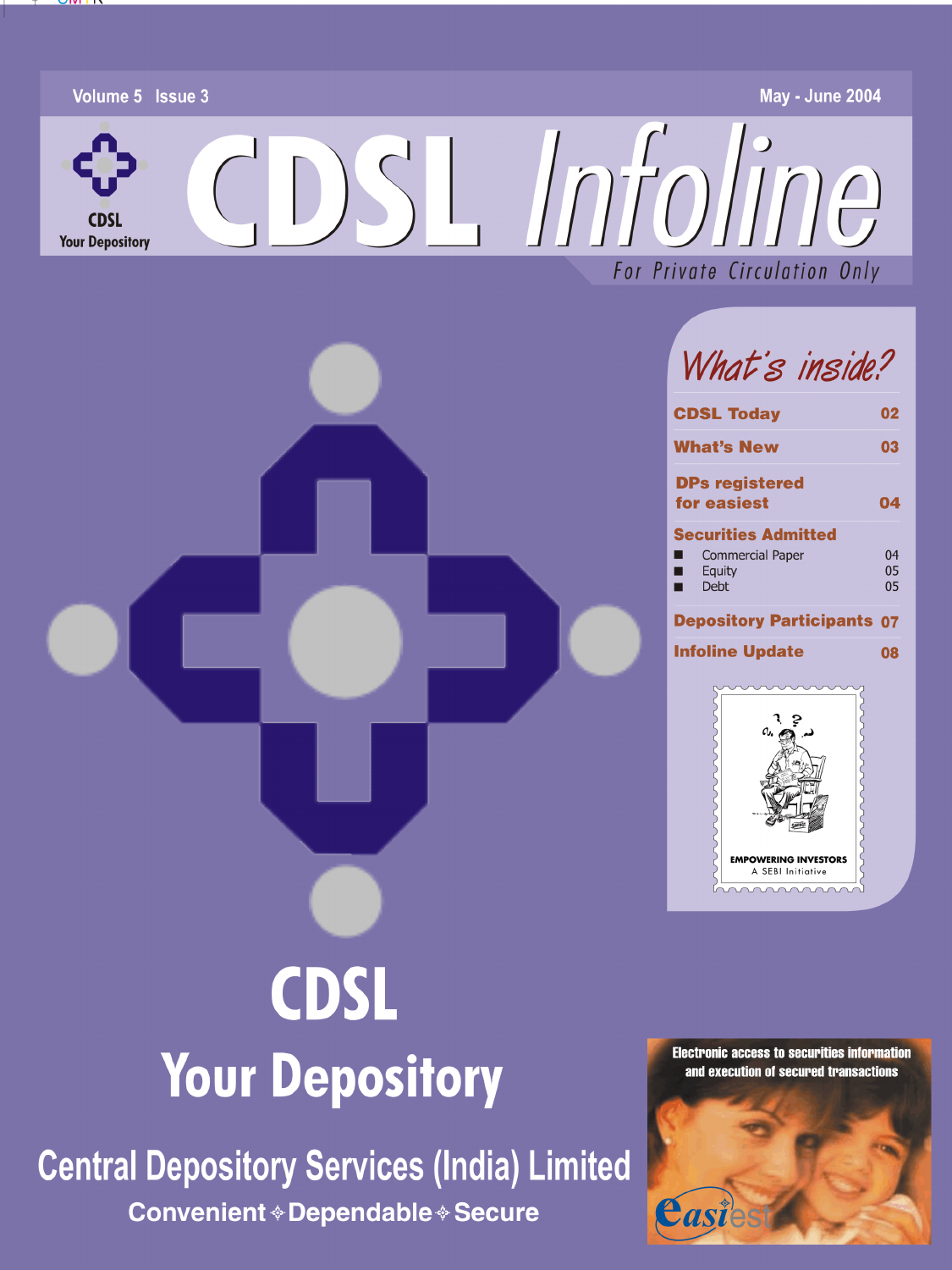Volume 5 Issue 3 May - June 2004

CDSL
Your Depository

# CDSL Infoline

For Private Circulation Only

## What's inside?

| | |
|---|---|
| **CDSL Today** | **02** |
| **What's New** | **03** |
| **DPs registered for easiest** | **04** |
| **Securities Admitted** | |
| ■ Commercial Paper | 04 |
| ■ Equity | 05 |
| ■ Debt | 05 |
| **Depository Participants** | **07** |
| **Infoline Update** | **08** |

EMPOWERING INVESTORS
A SEBI Initiative

# CDSL

## Your Depository

## Central Depository Services (India) Limited

**Convenient ◈ Dependable ◈ Secure**

Electronic access to securities information and execution of secured transactions

easiest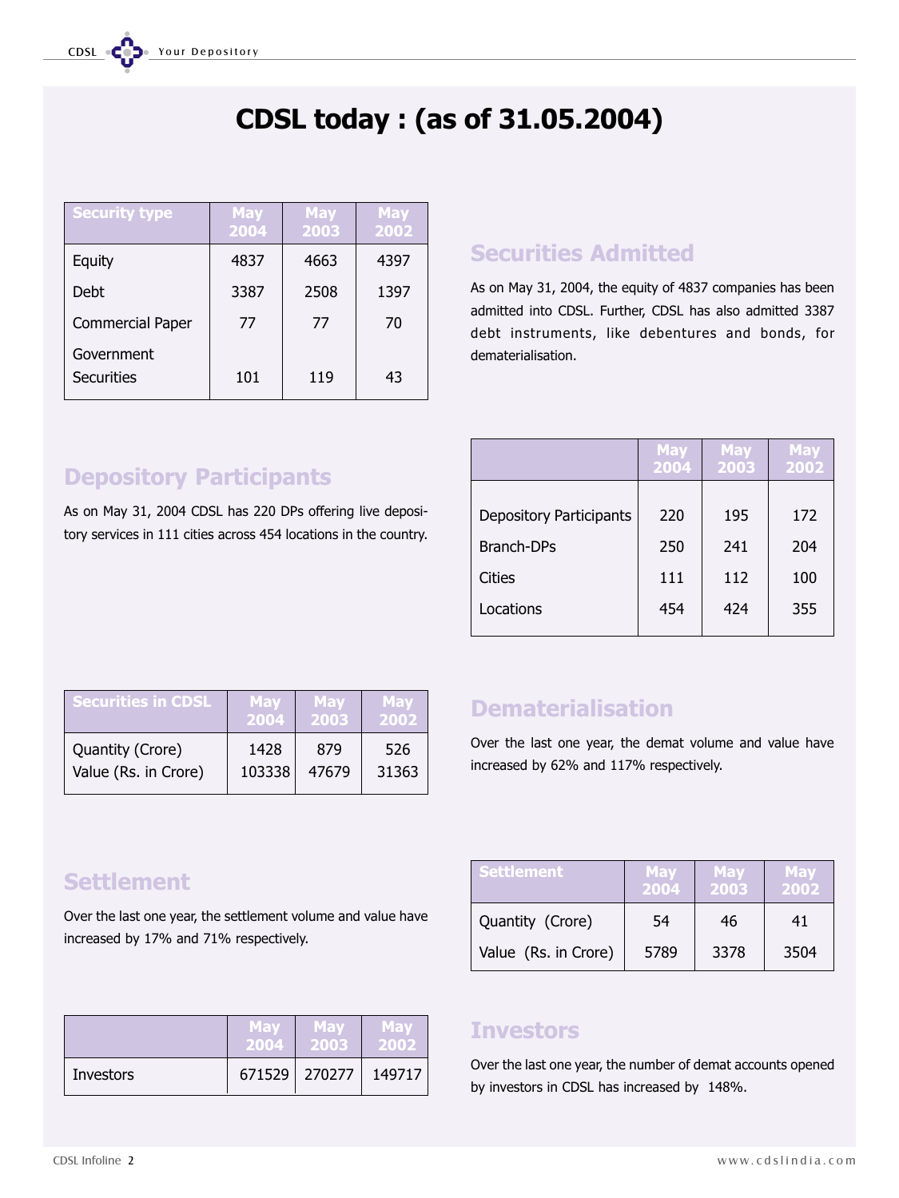# CDSL today : (as of 31.05.2004)

| Security type | May 2004 | May 2003 | May 2002 |
|---|---|---|---|
| Equity | 4837 | 4663 | 4397 |
| Debt | 3387 | 2508 | 1397 |
| Commercial Paper | 77 | 77 | 70 |
| Government Securities | 101 | 119 | 43 |

## Securities Admitted

As on May 31, 2004, the equity of 4837 companies has been admitted into CDSL. Further, CDSL has also admitted 3387 debt instruments, like debentures and bonds, for dematerialisation.

## Depository Participants

As on May 31, 2004 CDSL has 220 DPs offering live depository services in 111 cities across 454 locations in the country.

| | May 2004 | May 2003 | May 2002 |
|---|---|---|---|
| Depository Participants | 220 | 195 | 172 |
| Branch-DPs | 250 | 241 | 204 |
| Cities | 111 | 112 | 100 |
| Locations | 454 | 424 | 355 |

| Securities in CDSL | May 2004 | May 2003 | May 2002 |
|---|---|---|---|
| Quantity (Crore) | 1428 | 879 | 526 |
| Value (Rs. in Crore) | 103338 | 47679 | 31363 |

## Dematerialisation

Over the last one year, the demat volume and value have increased by 62% and 117% respectively.

## Settlement

Over the last one year, the settlement volume and value have increased by 17% and 71% respectively.

| Settlement | May 2004 | May 2003 | May 2002 |
|---|---|---|---|
| Quantity (Crore) | 54 | 46 | 41 |
| Value (Rs. in Crore) | 5789 | 3378 | 3504 |

| | May 2004 | May 2003 | May 2002 |
|---|---|---|---|
| Investors | 671529 | 270277 | 149717 |

## Investors

Over the last one year, the number of demat accounts opened by investors in CDSL has increased by 148%.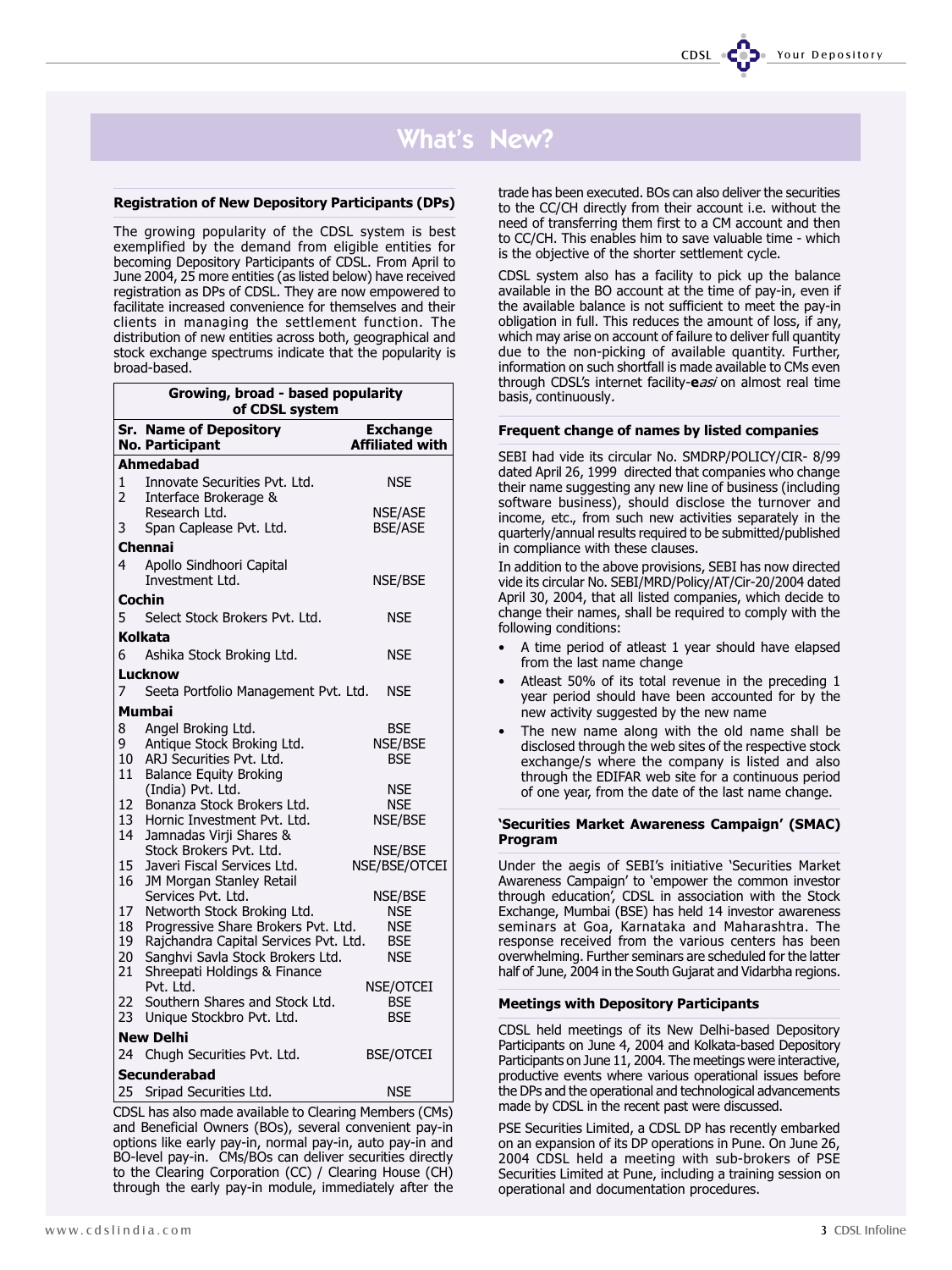## What's New?

### Registration of New Depository Participants (DPs)

The growing popularity of the CDSL system is best exemplified by the demand from eligible entities for becoming Depository Participants of CDSL. From April to June 2004, 25 more entities (as listed below) have received registration as DPs of CDSL. They are now empowered to facilitate increased convenience for themselves and their clients in managing the settlement function. The distribution of new entities across both, geographical and stock exchange spectrums indicate that the popularity is broad-based.

**Growing, broad - based popularity of CDSL system**

| Sr. No. | Name of Depository Participant | Exchange Affiliated with |
|---|---|---|
| | **Ahmedabad** | |
| 1 | Innovate Securities Pvt. Ltd. | NSE |
| 2 | Interface Brokerage & Research Ltd. | NSE/ASE |
| 3 | Span Caplease Pvt. Ltd. | BSE/ASE |
| | **Chennai** | |
| 4 | Apollo Sindhoori Capital Investment Ltd. | NSE/BSE |
| | **Cochin** | |
| 5 | Select Stock Brokers Pvt. Ltd. | NSE |
| | **Kolkata** | |
| 6 | Ashika Stock Broking Ltd. | NSE |
| | **Lucknow** | |
| 7 | Seeta Portfolio Management Pvt. Ltd. | NSE |
| | **Mumbai** | |
| 8 | Angel Broking Ltd. | BSE |
| 9 | Antique Stock Broking Ltd. | NSE/BSE |
| 10 | ARJ Securities Pvt. Ltd. | BSE |
| 11 | Balance Equity Broking (India) Pvt. Ltd. | NSE |
| 12 | Bonanza Stock Brokers Ltd. | NSE |
| 13 | Hornic Investment Pvt. Ltd. | NSE/BSE |
| 14 | Jamnadas Virji Shares & Stock Brokers Pvt. Ltd. | NSE/BSE |
| 15 | Javeri Fiscal Services Ltd. | NSE/BSE/OTCEI |
| 16 | JM Morgan Stanley Retail Services Pvt. Ltd. | NSE/BSE |
| 17 | Networth Stock Broking Ltd. | NSE |
| 18 | Progressive Share Brokers Pvt. Ltd. | NSE |
| 19 | Rajchandra Capital Services Pvt. Ltd. | BSE |
| 20 | Sanghvi Savla Stock Brokers Ltd. | NSE |
| 21 | Shreepati Holdings & Finance Pvt. Ltd. | NSE/OTCEI |
| 22 | Southern Shares and Stock Ltd. | BSE |
| 23 | Unique Stockbro Pvt. Ltd. | BSE |
| | **New Delhi** | |
| 24 | Chugh Securities Pvt. Ltd. | BSE/OTCEI |
| | **Secunderabad** | |
| 25 | Sripad Securities Ltd. | NSE |

CDSL has also made available to Clearing Members (CMs) and Beneficial Owners (BOs), several convenient pay-in options like early pay-in, normal pay-in, auto pay-in and BO-level pay-in. CMs/BOs can deliver securities directly to the Clearing Corporation (CC) / Clearing House (CH) through the early pay-in module, immediately after the trade has been executed. BOs can also deliver the securities to the CC/CH directly from their account i.e. without the need of transferring them first to a CM account and then to CC/CH. This enables him to save valuable time - which is the objective of the shorter settlement cycle.

CDSL system also has a facility to pick up the balance available in the BO account at the time of pay-in, even if the available balance is not sufficient to meet the pay-in obligation in full. This reduces the amount of loss, if any, which may arise on account of failure to deliver full quantity due to the non-picking of available quantity. Further, information on such shortfall is made available to CMs even through CDSL's internet facility-**e***asi* on almost real time basis, continuously.

### Frequent change of names by listed companies

SEBI had vide its circular No. SMDRP/POLICY/CIR- 8/99 dated April 26, 1999 directed that companies who change their name suggesting any new line of business (including software business), should disclose the turnover and income, etc., from such new activities separately in the quarterly/annual results required to be submitted/published in compliance with these clauses.

In addition to the above provisions, SEBI has now directed vide its circular No. SEBI/MRD/Policy/AT/Cir-20/2004 dated April 30, 2004, that all listed companies, which decide to change their names, shall be required to comply with the following conditions:

- A time period of atleast 1 year should have elapsed from the last name change
- Atleast 50% of its total revenue in the preceding 1 year period should have been accounted for by the new activity suggested by the new name
- The new name along with the old name shall be disclosed through the web sites of the respective stock exchange/s where the company is listed and also through the EDIFAR web site for a continuous period of one year, from the date of the last name change.

### 'Securities Market Awareness Campaign' (SMAC) Program

Under the aegis of SEBI's initiative 'Securities Market Awareness Campaign' to 'empower the common investor through education', CDSL in association with the Stock Exchange, Mumbai (BSE) has held 14 investor awareness seminars at Goa, Karnataka and Maharashtra. The response received from the various centers has been overwhelming. Further seminars are scheduled for the latter half of June, 2004 in the South Gujarat and Vidarbha regions.

### Meetings with Depository Participants

CDSL held meetings of its New Delhi-based Depository Participants on June 4, 2004 and Kolkata-based Depository Participants on June 11, 2004. The meetings were interactive, productive events where various operational issues before the DPs and the operational and technological advancements made by CDSL in the recent past were discussed.

PSE Securities Limited, a CDSL DP has recently embarked on an expansion of its DP operations in Pune. On June 26, 2004 CDSL held a meeting with sub-brokers of PSE Securities Limited at Pune, including a training session on operational and documentation procedures.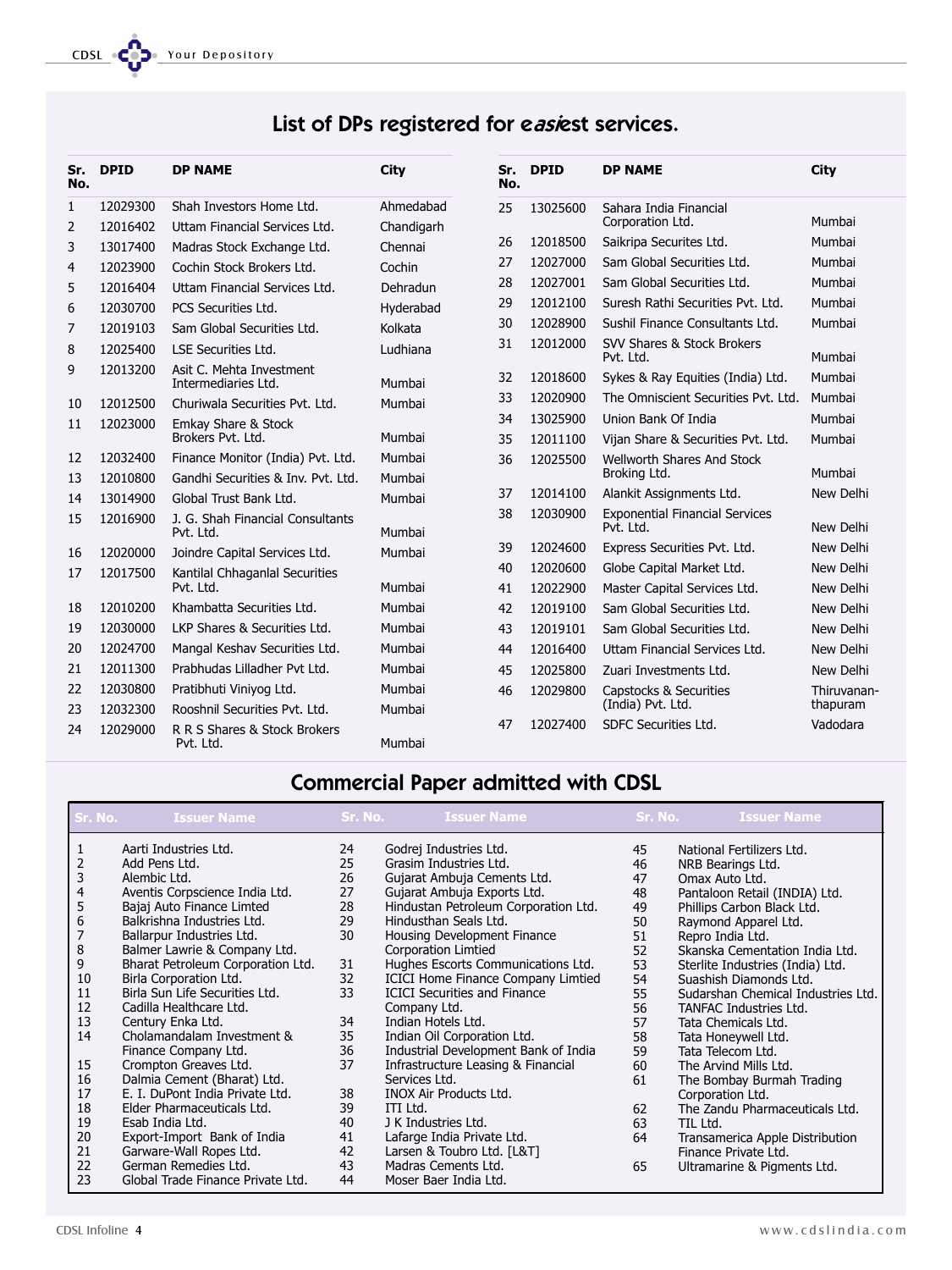## List of DPs registered for *easi*est services.

| Sr. No. | DPID | DP NAME | City |
|---|---|---|---|
| 1 | 12029300 | Shah Investors Home Ltd. | Ahmedabad |
| 2 | 12016402 | Uttam Financial Services Ltd. | Chandigarh |
| 3 | 13017400 | Madras Stock Exchange Ltd. | Chennai |
| 4 | 12023900 | Cochin Stock Brokers Ltd. | Cochin |
| 5 | 12016404 | Uttam Financial Services Ltd. | Dehradun |
| 6 | 12030700 | PCS Securities Ltd. | Hyderabad |
| 7 | 12019103 | Sam Global Securities Ltd. | Kolkata |
| 8 | 12025400 | LSE Securities Ltd. | Ludhiana |
| 9 | 12013200 | Asit C. Mehta Investment Intermediaries Ltd. | Mumbai |
| 10 | 12012500 | Churiwala Securities Pvt. Ltd. | Mumbai |
| 11 | 12023000 | Emkay Share & Stock Brokers Pvt. Ltd. | Mumbai |
| 12 | 12032400 | Finance Monitor (India) Pvt. Ltd. | Mumbai |
| 13 | 12010800 | Gandhi Securities & Inv. Pvt. Ltd. | Mumbai |
| 14 | 13014900 | Global Trust Bank Ltd. | Mumbai |
| 15 | 12016900 | J. G. Shah Financial Consultants Pvt. Ltd. | Mumbai |
| 16 | 12020000 | Joindre Capital Services Ltd. | Mumbai |
| 17 | 12017500 | Kantilal Chhaganlal Securities Pvt. Ltd. | Mumbai |
| 18 | 12010200 | Khambatta Securities Ltd. | Mumbai |
| 19 | 12030000 | LKP Shares & Securities Ltd. | Mumbai |
| 20 | 12024700 | Mangal Keshav Securities Ltd. | Mumbai |
| 21 | 12011300 | Prabhudas Lilladher Pvt Ltd. | Mumbai |
| 22 | 12030800 | Pratibhuti Viniyog Ltd. | Mumbai |
| 23 | 12032300 | Rooshnil Securities Pvt. Ltd. | Mumbai |
| 24 | 12029000 | R R S Shares & Stock Brokers Pvt. Ltd. | Mumbai |
| 25 | 13025600 | Sahara India Financial Corporation Ltd. | Mumbai |
| 26 | 12018500 | Saikripa Securites Ltd. | Mumbai |
| 27 | 12027000 | Sam Global Securities Ltd. | Mumbai |
| 28 | 12027001 | Sam Global Securities Ltd. | Mumbai |
| 29 | 12012100 | Suresh Rathi Securities Pvt. Ltd. | Mumbai |
| 30 | 12028900 | Sushil Finance Consultants Ltd. | Mumbai |
| 31 | 12012000 | SVV Shares & Stock Brokers Pvt. Ltd. | Mumbai |
| 32 | 12018600 | Sykes & Ray Equities (India) Ltd. | Mumbai |
| 33 | 12020900 | The Omniscient Securities Pvt. Ltd. | Mumbai |
| 34 | 13025900 | Union Bank Of India | Mumbai |
| 35 | 12011100 | Vijan Share & Securities Pvt. Ltd. | Mumbai |
| 36 | 12025500 | Wellworth Shares And Stock Broking Ltd. | Mumbai |
| 37 | 12014100 | Alankit Assignments Ltd. | New Delhi |
| 38 | 12030900 | Exponential Financial Services Pvt. Ltd. | New Delhi |
| 39 | 12024600 | Express Securities Pvt. Ltd. | New Delhi |
| 40 | 12020600 | Globe Capital Market Ltd. | New Delhi |
| 41 | 12022900 | Master Capital Services Ltd. | New Delhi |
| 42 | 12019100 | Sam Global Securities Ltd. | New Delhi |
| 43 | 12019101 | Sam Global Securities Ltd. | New Delhi |
| 44 | 12016400 | Uttam Financial Services Ltd. | New Delhi |
| 45 | 12025800 | Zuari Investments Ltd. | New Delhi |
| 46 | 12029800 | Capstocks & Securities (India) Pvt. Ltd. | Thiruvananthapuram |
| 47 | 12027400 | SDFC Securities Ltd. | Vadodara |

## Commercial Paper admitted with CDSL

| Sr. No. | Issuer Name |
|---|---|
| 1 | Aarti Industries Ltd. |
| 2 | Add Pens Ltd. |
| 3 | Alembic Ltd. |
| 4 | Aventis Corpscience India Ltd. |
| 5 | Bajaj Auto Finance Limted |
| 6 | Balkrishna Industries Ltd. |
| 7 | Ballarpur Industries Ltd. |
| 8 | Balmer Lawrie & Company Ltd. |
| 9 | Bharat Petroleum Corporation Ltd. |
| 10 | Birla Corporation Ltd. |
| 11 | Birla Sun Life Securities Ltd. |
| 12 | Cadilla Healthcare Ltd. |
| 13 | Century Enka Ltd. |
| 14 | Cholamandalam Investment & Finance Company Ltd. |
| 15 | Crompton Greaves Ltd. |
| 16 | Dalmia Cement (Bharat) Ltd. |
| 17 | E. I. DuPont India Private Ltd. |
| 18 | Elder Pharmaceuticals Ltd. |
| 19 | Esab India Ltd. |
| 20 | Export-Import Bank of India |
| 21 | Garware-Wall Ropes Ltd. |
| 22 | German Remedies Ltd. |
| 23 | Global Trade Finance Private Ltd. |
| 24 | Godrej Industries Ltd. |
| 25 | Grasim Industries Ltd. |
| 26 | Gujarat Ambuja Cements Ltd. |
| 27 | Gujarat Ambuja Exports Ltd. |
| 28 | Hindustan Petroleum Corporation Ltd. |
| 29 | Hindusthan Seals Ltd. |
| 30 | Housing Development Finance Corporation Limtied |
| 31 | Hughes Escorts Communications Ltd. |
| 32 | ICICI Home Finance Company Limtied |
| 33 | ICICI Securities and Finance Company Ltd. |
| 34 | Indian Hotels Ltd. |
| 35 | Indian Oil Corporation Ltd. |
| 36 | Industrial Development Bank of India |
| 37 | Infrastructure Leasing & Financial Services Ltd. |
| 38 | INOX Air Products Ltd. |
| 39 | ITI Ltd. |
| 40 | J K Industries Ltd. |
| 41 | Lafarge India Private Ltd. |
| 42 | Larsen & Toubro Ltd. [L&T] |
| 43 | Madras Cements Ltd. |
| 44 | Moser Baer India Ltd. |
| 45 | National Fertilizers Ltd. |
| 46 | NRB Bearings Ltd. |
| 47 | Omax Auto Ltd. |
| 48 | Pantaloon Retail (INDIA) Ltd. |
| 49 | Phillips Carbon Black Ltd. |
| 50 | Raymond Apparel Ltd. |
| 51 | Repro India Ltd. |
| 52 | Skanska Cementation India Ltd. |
| 53 | Sterlite Industries (India) Ltd. |
| 54 | Suashish Diamonds Ltd. |
| 55 | Sudarshan Chemical Industries Ltd. |
| 56 | TANFAC Industries Ltd. |
| 57 | Tata Chemicals Ltd. |
| 58 | Tata Honeywell Ltd. |
| 59 | Tata Telecom Ltd. |
| 60 | The Arvind Mills Ltd. |
| 61 | The Bombay Burmah Trading Corporation Ltd. |
| 62 | The Zandu Pharmaceuticals Ltd. |
| 63 | TIL Ltd. |
| 64 | Transamerica Apple Distribution Finance Private Ltd. |
| 65 | Ultramarine & Pigments Ltd. |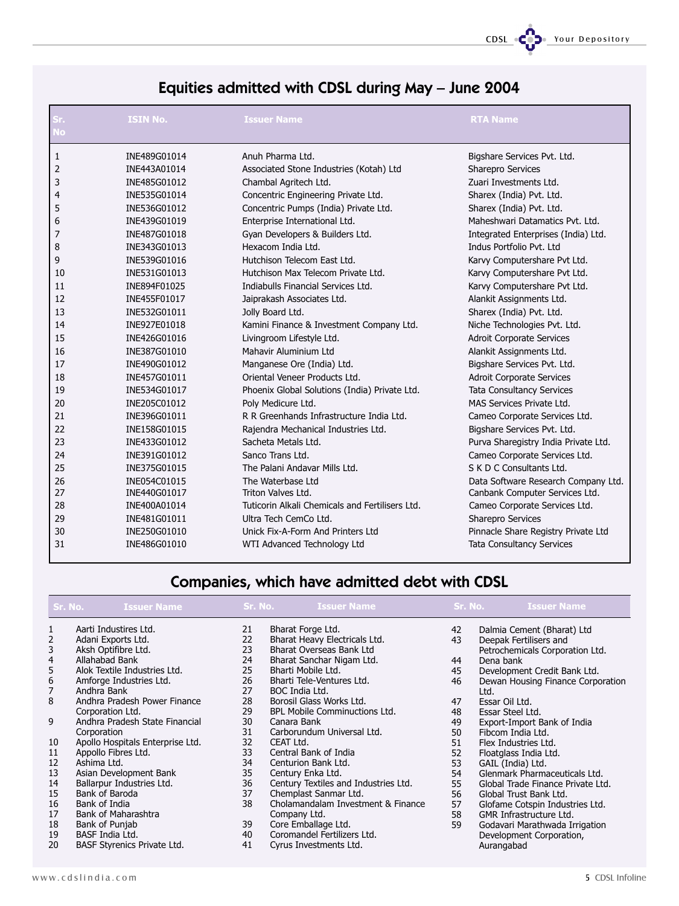## Equities admitted with CDSL during May – June 2004

| Sr. No | ISIN No. | Issuer Name | RTA Name |
|---|---|---|---|
| 1 | INE489G01014 | Anuh Pharma Ltd. | Bigshare Services Pvt. Ltd. |
| 2 | INE443A01014 | Associated Stone Industries (Kotah) Ltd | Sharepro Services |
| 3 | INE485G01012 | Chambal Agritech Ltd. | Zuari Investments Ltd. |
| 4 | INE535G01014 | Concentric Engineering Private Ltd. | Sharex (India) Pvt. Ltd. |
| 5 | INE536G01012 | Concentric Pumps (India) Private Ltd. | Sharex (India) Pvt. Ltd. |
| 6 | INE439G01019 | Enterprise International Ltd. | Maheshwari Datamatics Pvt. Ltd. |
| 7 | INE487G01018 | Gyan Developers & Builders Ltd. | Integrated Enterprises (India) Ltd. |
| 8 | INE343G01013 | Hexacom India Ltd. | Indus Portfolio Pvt. Ltd |
| 9 | INE539G01016 | Hutchison Telecom East Ltd. | Karvy Computershare Pvt Ltd. |
| 10 | INE531G01013 | Hutchison Max Telecom Private Ltd. | Karvy Computershare Pvt Ltd. |
| 11 | INE894F01025 | Indiabulls Financial Services Ltd. | Karvy Computershare Pvt Ltd. |
| 12 | INE455F01017 | Jaiprakash Associates Ltd. | Alankit Assignments Ltd. |
| 13 | INE532G01011 | Jolly Board Ltd. | Sharex (India) Pvt. Ltd. |
| 14 | INE927E01018 | Kamini Finance & Investment Company Ltd. | Niche Technologies Pvt. Ltd. |
| 15 | INE426G01016 | Livingroom Lifestyle Ltd. | Adroit Corporate Services |
| 16 | INE387G01010 | Mahavir Aluminium Ltd | Alankit Assignments Ltd. |
| 17 | INE490G01012 | Manganese Ore (India) Ltd. | Bigshare Services Pvt. Ltd. |
| 18 | INE457G01011 | Oriental Veneer Products Ltd. | Adroit Corporate Services |
| 19 | INE534G01017 | Phoenix Global Solutions (India) Private Ltd. | Tata Consultancy Services |
| 20 | INE205C01012 | Poly Medicure Ltd. | MAS Services Private Ltd. |
| 21 | INE396G01011 | R R Greenhands Infrastructure India Ltd. | Cameo Corporate Services Ltd. |
| 22 | INE158G01015 | Rajendra Mechanical Industries Ltd. | Bigshare Services Pvt. Ltd. |
| 23 | INE433G01012 | Sacheta Metals Ltd. | Purva Sharegistry India Private Ltd. |
| 24 | INE391G01012 | Sanco Trans Ltd. | Cameo Corporate Services Ltd. |
| 25 | INE375G01015 | The Palani Andavar Mills Ltd. | S K D C Consultants Ltd. |
| 26 | INE054C01015 | The Waterbase Ltd | Data Software Research Company Ltd. |
| 27 | INE440G01017 | Triton Valves Ltd. | Canbank Computer Services Ltd. |
| 28 | INE400A01014 | Tuticorin Alkali Chemicals and Fertilisers Ltd. | Cameo Corporate Services Ltd. |
| 29 | INE481G01011 | Ultra Tech CemCo Ltd. | Sharepro Services |
| 30 | INE250G01010 | Unick Fix-A-Form And Printers Ltd | Pinnacle Share Registry Private Ltd |
| 31 | INE486G01010 | WTI Advanced Technology Ltd | Tata Consultancy Services |

## Companies, which have admitted debt with CDSL

| Sr. No. | Issuer Name |
|---|---|
| 1 | Aarti Industires Ltd. |
| 2 | Adani Exports Ltd. |
| 3 | Aksh Optifibre Ltd. |
| 4 | Allahabad Bank |
| 5 | Alok Textile Industries Ltd. |
| 6 | Amforge Industries Ltd. |
| 7 | Andhra Bank |
| 8 | Andhra Pradesh Power Finance Corporation Ltd. |
| 9 | Andhra Pradesh State Financial Corporation |
| 10 | Apollo Hospitals Enterprise Ltd. |
| 11 | Appollo Fibres Ltd. |
| 12 | Ashima Ltd. |
| 13 | Asian Development Bank |
| 14 | Ballarpur Industries Ltd. |
| 15 | Bank of Baroda |
| 16 | Bank of India |
| 17 | Bank of Maharashtra |
| 18 | Bank of Punjab |
| 19 | BASF India Ltd. |
| 20 | BASF Styrenics Private Ltd. |
| 21 | Bharat Forge Ltd. |
| 22 | Bharat Heavy Electricals Ltd. |
| 23 | Bharat Overseas Bank Ltd |
| 24 | Bharat Sanchar Nigam Ltd. |
| 25 | Bharti Mobile Ltd. |
| 26 | Bharti Tele-Ventures Ltd. |
| 27 | BOC India Ltd. |
| 28 | Borosil Glass Works Ltd. |
| 29 | BPL Mobile Comminuctions Ltd. |
| 30 | Canara Bank |
| 31 | Carborundum Universal Ltd. |
| 32 | CEAT Ltd. |
| 33 | Central Bank of India |
| 34 | Centurion Bank Ltd. |
| 35 | Century Enka Ltd. |
| 36 | Century Textiles and Industries Ltd. |
| 37 | Chemplast Sanmar Ltd. |
| 38 | Cholamandalam Investment & Finance Company Ltd. |
| 39 | Core Emballage Ltd. |
| 40 | Coromandel Fertilizers Ltd. |
| 41 | Cyrus Investments Ltd. |
| 42 | Dalmia Cement (Bharat) Ltd |
| 43 | Deepak Fertilisers and Petrochemicals Corporation Ltd. |
| 44 | Dena bank |
| 45 | Development Credit Bank Ltd. |
| 46 | Dewan Housing Finance Corporation Ltd. |
| 47 | Essar Oil Ltd. |
| 48 | Essar Steel Ltd. |
| 49 | Export-Import Bank of India |
| 50 | Fibcom India Ltd. |
| 51 | Flex Industries Ltd. |
| 52 | Floatglass India Ltd. |
| 53 | GAIL (India) Ltd. |
| 54 | Glenmark Pharmaceuticals Ltd. |
| 55 | Global Trade Finance Private Ltd. |
| 56 | Global Trust Bank Ltd. |
| 57 | Glofame Cotspin Industries Ltd. |
| 58 | GMR Infrastructure Ltd. |
| 59 | Godavari Marathwada Irrigation Development Corporation, Aurangabad |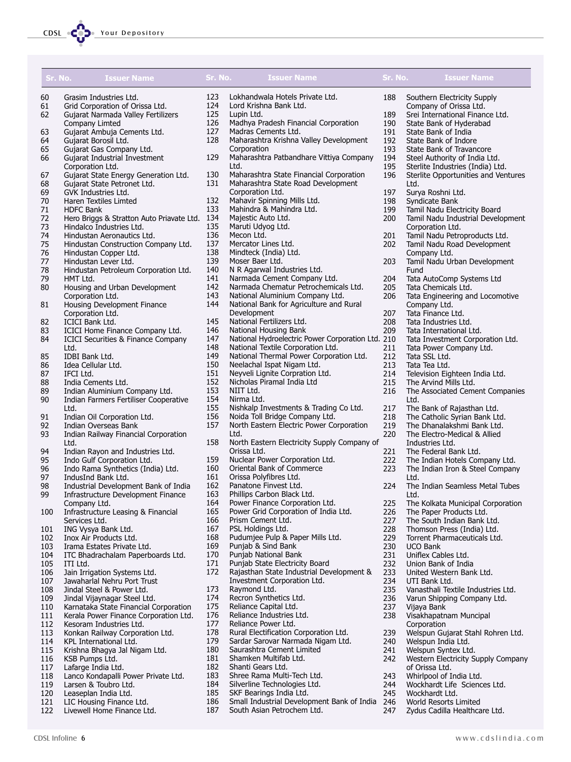| Sr. No. | Issuer Name |
|---|---|
| 60 | Grasim Industries Ltd. |
| 61 | Grid Corporation of Orissa Ltd. |
| 62 | Gujarat Narmada Valley Fertilizers Company Limted |
| 63 | Gujarat Ambuja Cements Ltd. |
| 64 | Gujarat Borosil Ltd. |
| 65 | Gujarat Gas Company Ltd. |
| 66 | Gujarat Industrial Investment Corporation Ltd. |
| 67 | Gujarat State Energy Generation Ltd. |
| 68 | Gujarat State Petronet Ltd. |
| 69 | GVK Industries Ltd. |
| 70 | Haren Textiles Limted |
| 71 | HDFC Bank |
| 72 | Hero Briggs & Stratton Auto Priavate Ltd. |
| 73 | Hindalco Industries Ltd. |
| 74 | Hindustan Aeronautics Ltd. |
| 75 | Hindustan Construction Company Ltd. |
| 76 | Hindustan Copper Ltd. |
| 77 | Hindustan Lever Ltd. |
| 78 | Hindustan Petroleum Corporation Ltd. |
| 79 | HMT Ltd. |
| 80 | Housing and Urban Development Corporation Ltd. |
| 81 | Housing Development Finance Corporation Ltd. |
| 82 | ICICI Bank Ltd. |
| 83 | ICICI Home Finance Company Ltd. |
| 84 | ICICI Securities & Finance Company Ltd. |
| 85 | IDBI Bank Ltd. |
| 86 | Idea Cellular Ltd. |
| 87 | IFCI Ltd. |
| 88 | India Cements Ltd. |
| 89 | Indian Aluminium Company Ltd. |
| 90 | Indian Farmers Fertiliser Cooperative Ltd. |
| 91 | Indian Oil Corporation Ltd. |
| 92 | Indian Overseas Bank |
| 93 | Indian Railway Financial Corporation Ltd. |
| 94 | Indian Rayon and Industries Ltd. |
| 95 | Indo Gulf Corporation Ltd. |
| 96 | Indo Rama Synthetics (India) Ltd. |
| 97 | IndusInd Bank Ltd. |
| 98 | Industrial Development Bank of India |
| 99 | Infrastructure Development Finance Company Ltd. |
| 100 | Infrastructure Leasing & Financial Services Ltd. |
| 101 | ING Vysya Bank Ltd. |
| 102 | Inox Air Products Ltd. |
| 103 | Irama Estates Private Ltd. |
| 104 | ITC Bhadrachalam Paperboards Ltd. |
| 105 | ITI Ltd. |
| 106 | Jain Irrigation Systems Ltd. |
| 107 | Jawaharlal Nehru Port Trust |
| 108 | Jindal Steel & Power Ltd. |
| 109 | Jindal Vijaynagar Steel Ltd. |
| 110 | Karnataka State Financial Corporation |
| 111 | Kerala Power Finance Corporation Ltd. |
| 112 | Kesoram Industries Ltd. |
| 113 | Konkan Railway Corporation Ltd. |
| 114 | KPL International Ltd. |
| 115 | Krishna Bhagya Jal Nigam Ltd. |
| 116 | KSB Pumps Ltd. |
| 117 | Lafarge India Ltd. |
| 118 | Lanco Kondapalli Power Private Ltd. |
| 119 | Larsen & Toubro Ltd. |
| 120 | Leaseplan India Ltd. |
| 121 | LIC Housing Finance Ltd. |
| 122 | Livewell Home Finance Ltd. |
| 123 | Lokhandwala Hotels Private Ltd. |
| 124 | Lord Krishna Bank Ltd. |
| 125 | Lupin Ltd. |
| 126 | Madhya Pradesh Financial Corporation |
| 127 | Madras Cements Ltd. |
| 128 | Maharashtra Krishna Valley Development Corporation |
| 129 | Maharashtra Patbandhare Vittiya Company Ltd. |
| 130 | Maharashtra State Financial Corporation |
| 131 | Maharashtra State Road Development Corporation Ltd. |
| 132 | Mahavir Spinning Mills Ltd. |
| 133 | Mahindra & Mahindra Ltd. |
| 134 | Majestic Auto Ltd. |
| 135 | Maruti Udyog Ltd. |
| 136 | Mecon Ltd. |
| 137 | Mercator Lines Ltd. |
| 138 | Mindteck (India) Ltd. |
| 139 | Moser Baer Ltd. |
| 140 | N R Agarwal Industries Ltd. |
| 141 | Narmada Cement Company Ltd. |
| 142 | Narmada Chematur Petrochemicals Ltd. |
| 143 | National Aluminium Company Ltd. |
| 144 | National Bank for Agriculture and Rural Development |
| 145 | National Fertilizers Ltd. |
| 146 | National Housing Bank |
| 147 | National Hydroelectric Power Corporation Ltd. |
| 148 | National Textile Corporation Ltd. |
| 149 | National Thermal Power Corporation Ltd. |
| 150 | Neelachal Ispat Nigam Ltd. |
| 151 | Neyveli Lignite Corpration Ltd. |
| 152 | Nicholas Piramal India Ltd |
| 153 | NIIT Ltd. |
| 154 | Nirma Ltd. |
| 155 | Nishkalp Investments & Trading Co Ltd. |
| 156 | Noida Toll Bridge Company Ltd. |
| 157 | North Eastern Electric Power Corporation Ltd. |
| 158 | North Eastern Electricity Supply Company of Orissa Ltd. |
| 159 | Nuclear Power Corporation Ltd. |
| 160 | Oriental Bank of Commerce |
| 161 | Orissa Polyfibres Ltd. |
| 162 | Panatone Finvest Ltd. |
| 163 | Phillips Carbon Black Ltd. |
| 164 | Power Finance Corporation Ltd. |
| 165 | Power Grid Corporation of India Ltd. |
| 166 | Prism Cement Ltd. |
| 167 | PSL Holdings Ltd. |
| 168 | Pudumjee Pulp & Paper Mills Ltd. |
| 169 | Punjab & Sind Bank |
| 170 | Punjab National Bank |
| 171 | Punjab State Electricity Board |
| 172 | Rajasthan State Industrial Development & Investment Corporation Ltd. |
| 173 | Raymond Ltd. |
| 174 | Recron Synthetics Ltd. |
| 175 | Reliance Capital Ltd. |
| 176 | Reliance Industries Ltd. |
| 177 | Reliance Power Ltd. |
| 178 | Rural Electification Corporation Ltd. |
| 179 | Sardar Sarovar Narmada Nigam Ltd. |
| 180 | Saurashtra Cement Limited |
| 181 | Shamken Multifab Ltd. |
| 182 | Shanti Gears Ltd. |
| 183 | Shree Rama Multi-Tech Ltd. |
| 184 | Silverline Technologies Ltd. |
| 185 | SKF Bearings India Ltd. |
| 186 | Small Industrial Development Bank of India |
| 187 | South Asian Petrochem Ltd. |
| 188 | Southern Electricity Supply Company of Orissa Ltd. |
| 189 | Srei International Finance Ltd. |
| 190 | State Bank of Hyderabad |
| 191 | State Bank of India |
| 192 | State Bank of Indore |
| 193 | State Bank of Travancore |
| 194 | Steel Authority of India Ltd. |
| 195 | Sterlite Industries (India) Ltd. |
| 196 | Sterlite Opportunities and Ventures Ltd. |
| 197 | Surya Roshni Ltd. |
| 198 | Syndicate Bank |
| 199 | Tamil Nadu Electricity Board |
| 200 | Tamil Nadu Industrial Development Corporation Ltd. |
| 201 | Tamil Nadu Petroproducts Ltd. |
| 202 | Tamil Nadu Road Development Company Ltd. |
| 203 | Tamil Nadu Urban Development Fund |
| 204 | Tata AutoComp Systems Ltd |
| 205 | Tata Chemicals Ltd. |
| 206 | Tata Engineering and Locomotive Company Ltd. |
| 207 | Tata Finance Ltd. |
| 208 | Tata Industries Ltd. |
| 209 | Tata International Ltd. |
| 210 | Tata Investment Corporation Ltd. |
| 211 | Tata Power Company Ltd. |
| 212 | Tata SSL Ltd. |
| 213 | Tata Tea Ltd. |
| 214 | Television Eighteen India Ltd. |
| 215 | The Arvind Mills Ltd. |
| 216 | The Associated Cement Companies Ltd. |
| 217 | The Bank of Rajasthan Ltd. |
| 218 | The Catholic Syrian Bank Ltd. |
| 219 | The Dhanalakshmi Bank Ltd. |
| 220 | The Electro-Medical & Allied Industries Ltd. |
| 221 | The Federal Bank Ltd. |
| 222 | The Indian Hotels Company Ltd. |
| 223 | The Indian Iron & Steel Company Ltd. |
| 224 | The Indian Seamless Metal Tubes Ltd. |
| 225 | The Kolkata Municipal Corporation |
| 226 | The Paper Products Ltd. |
| 227 | The South Indian Bank Ltd. |
| 228 | Thomson Press (India) Ltd. |
| 229 | Torrent Pharmaceuticals Ltd. |
| 230 | UCO Bank |
| 231 | Uniflex Cables Ltd. |
| 232 | Union Bank of India |
| 233 | United Western Bank Ltd. |
| 234 | UTI Bank Ltd. |
| 235 | Vanasthali Textile Industries Ltd. |
| 236 | Varun Shipping Company Ltd. |
| 237 | Vijaya Bank |
| 238 | Visakhapatnam Muncipal Corporation |
| 239 | Welspun Gujarat Stahl Rohren Ltd. |
| 240 | Welspun India Ltd. |
| 241 | Welspun Syntex Ltd. |
| 242 | Western Electricity Supply Company of Orissa Ltd. |
| 243 | Whirlpool of India Ltd. |
| 244 | Wockhardt Life Sciences Ltd. |
| 245 | Wockhardt Ltd. |
| 246 | World Resorts Limited |
| 247 | Zydus Cadilla Healthcare Ltd. |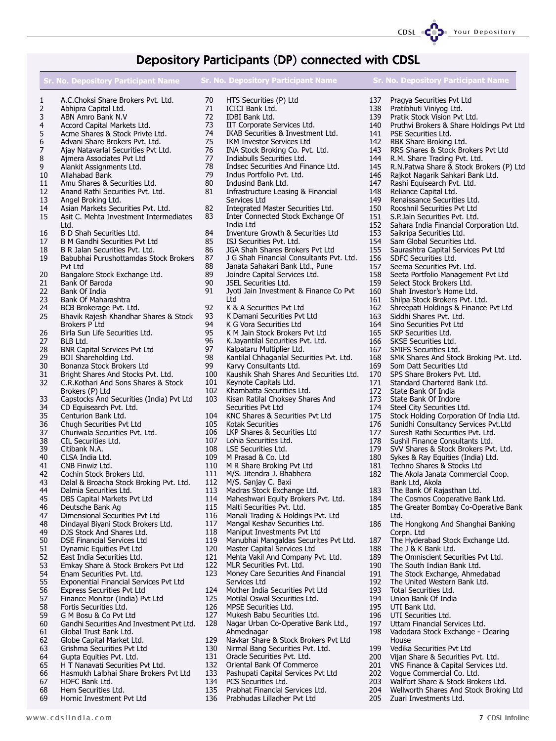# Depository Participants (DP) connected with CDSL

| Sr. No. | Depository Participant Name |
|---|---|
| 1 | A.C.Choksi Share Brokers Pvt. Ltd. |
| 2 | Abhipra Capital Ltd. |
| 3 | ABN Amro Bank N.V |
| 4 | Accord Capital Markets Ltd. |
| 5 | Acme Shares & Stock Privte Ltd. |
| 6 | Advani Share Brokers Pvt. Ltd. |
| 7 | Ajay Natavarlal Securities Pvt Ltd. |
| 8 | Ajmera Associates Pvt Ltd |
| 9 | Alankit Assignments Ltd. |
| 10 | Allahabad Bank |
| 11 | Amu Shares & Securities Ltd. |
| 12 | Anand Rathi Securities Pvt. Ltd. |
| 13 | Angel Broking Ltd. |
| 14 | Asian Markets Securities Pvt. Ltd. |
| 15 | Asit C. Mehta Investment Intermediates Ltd. |
| 16 | B D Shah Securities Ltd. |
| 17 | B M Gandhi Securities Pvt Ltd |
| 18 | B R Jalan Securities Pvt. Ltd. |
| 19 | Babubhai Purushottamdas Stock Brokers Pvt Ltd |
| 20 | Bangalore Stock Exchange Ltd. |
| 21 | Bank Of Baroda |
| 22 | Bank Of India |
| 23 | Bank Of Maharashtra |
| 24 | BCB Brokerage Pvt. Ltd. |
| 25 | Bhavik Rajesh Khandhar Shares & Stock Brokers P Ltd |
| 26 | Birla Sun Life Securities Ltd. |
| 27 | BLB Ltd. |
| 28 | BNR Capital Services Pvt Ltd |
| 29 | BOI Shareholding Ltd. |
| 30 | Bonanza Stock Brokers Ltd |
| 31 | Bright Shares And Stocks Pvt. Ltd. |
| 32 | C.R.Kothari And Sons Shares & Stock Brokers (P) Ltd |
| 33 | Capstocks And Securities (India) Pvt Ltd |
| 34 | CD Equisearch Pvt. Ltd. |
| 35 | Centurion Bank Ltd. |
| 36 | Chugh Securities Pvt Ltd |
| 37 | Churiwala Securities Pvt. Ltd. |
| 38 | CIL Securities Ltd. |
| 39 | Citibank N.A. |
| 40 | CLSA India Ltd. |
| 41 | CNB Finwiz Ltd. |
| 42 | Cochin Stock Brokers Ltd. |
| 43 | Dalal & Broacha Stock Broking Pvt. Ltd. |
| 44 | Dalmia Securities Ltd. |
| 45 | DBS Capital Markets Pvt Ltd |
| 46 | Deutsche Bank Ag |
| 47 | Dimensional Securities Pvt Ltd |
| 48 | Dindayal Biyani Stock Brokers Ltd. |
| 49 | DJS Stock And Shares Ltd. |
| 50 | DSE Financial Services Ltd |
| 51 | Dynamic Equities Pvt Ltd |
| 52 | East India Securities Ltd. |
| 53 | Emkay Share & Stock Brokers Pvt Ltd |
| 54 | Enam Securities Pvt. Ltd. |
| 55 | Exponential Financial Services Pvt Ltd |
| 56 | Express Securities Pvt Ltd |
| 57 | Finance Monitor (India) Pvt Ltd |
| 58 | Fortis Securities Ltd. |
| 59 | G M Bosu & Co Pvt Ltd |
| 60 | Gandhi Securities And Investment Pvt Ltd. |
| 61 | Global Trust Bank Ltd. |
| 62 | Globe Capital Market Ltd. |
| 63 | Grishma Securities Pvt Ltd |
| 64 | Gupta Equities Pvt. Ltd. |
| 65 | H T Nanavati Securities Pvt Ltd. |
| 66 | Hasmukh Lalbhai Share Brokers Pvt Ltd |
| 67 | HDFC Bank Ltd. |
| 68 | Hem Securities Ltd. |
| 69 | Hornic Investment Pvt Ltd |
| 70 | HTS Securities (P) Ltd |
| 71 | ICICI Bank Ltd. |
| 72 | IDBI Bank Ltd. |
| 73 | IIT Corporate Services Ltd. |
| 74 | IKAB Securities & Investment Ltd. |
| 75 | IKM Investor Services Ltd |
| 76 | INA Stock Broking Co. Pvt. Ltd. |
| 77 | Indiabulls Securities Ltd. |
| 78 | Indsec Securities And Finance Ltd. |
| 79 | Indus Portfolio Pvt. Ltd. |
| 80 | Indusind Bank Ltd. |
| 81 | Infrastructure Leasing & Financial Services Ltd |
| 82 | Integrated Master Securities Ltd. |
| 83 | Inter Connected Stock Exchange Of India Ltd |
| 84 | Inventure Growth & Securities Ltd |
| 85 | ISJ Securities Pvt. Ltd. |
| 86 | JGA Shah Shares Brokers Pvt Ltd |
| 87 | J G Shah Financial Consultants Pvt. Ltd. |
| 88 | Janata Sahakari Bank Ltd., Pune |
| 89 | Joindre Capital Services Ltd. |
| 90 | JSEL Securities Ltd. |
| 91 | Jyoti Jain Investment & Finance Co Pvt Ltd |
| 92 | K & A Securities Pvt Ltd |
| 93 | K Damani Securities Pvt Ltd |
| 94 | K G Vora Securities Ltd |
| 95 | K M Jain Stock Brokers Pvt Ltd |
| 96 | K.Jayantilal Securities Pvt. Ltd. |
| 97 | Kalpataru Multiplier Ltd. |
| 98 | Kantilal Chhaganlal Securities Pvt. Ltd. |
| 99 | Karvy Consultants Ltd. |
| 100 | Kaushik Shah Shares And Securities Ltd. |
| 101 | Keynote Capitals Ltd. |
| 102 | Khambatta Securities Ltd. |
| 103 | Kisan Ratilal Choksey Shares And Securities Pvt Ltd |
| 104 | KNC Shares & Securities Pvt Ltd |
| 105 | Kotak Securities |
| 106 | LKP Shares & Securities Ltd |
| 107 | Lohia Securities Ltd. |
| 108 | LSE Securities Ltd. |
| 109 | M Prasad & Co. Ltd |
| 110 | M R Share Broking Pvt Ltd |
| 111 | M/S. Jitendra J. Bhabhera |
| 112 | M/S. Sanjay C. Baxi |
| 113 | Madras Stock Exchange Ltd. |
| 114 | Maheshwari Equity Brokers Pvt. Ltd. |
| 115 | Malti Securities Pvt. Ltd. |
| 116 | Manali Trading & Holdings Pvt. Ltd |
| 117 | Mangal Keshav Securities Ltd. |
| 118 | Maniput Investments Pvt Ltd |
| 119 | Manubhai Mangaldas Securites Pvt Ltd. |
| 120 | Master Capital Services Ltd |
| 121 | Mehta Vakil And Company Pvt. Ltd. |
| 122 | MLR Securities Pvt. Ltd. |
| 123 | Money Care Securities And Financial Services Ltd |
| 124 | Mother India Securities Pvt Ltd |
| 125 | Motilal Oswal Securities Ltd. |
| 126 | MPSE Securities Ltd. |
| 127 | Mukesh Babu Securities Ltd. |
| 128 | Nagar Urban Co-Operative Bank Ltd., Ahmednagar |
| 129 | Navkar Share & Stock Brokers Pvt Ltd |
| 130 | Nirmal Bang Securities Pvt. Ltd. |
| 131 | Oracle Securities Pvt. Ltd. |
| 132 | Oriental Bank Of Commerce |
| 133 | Pashupati Capital Services Pvt Ltd |
| 134 | PCS Securities Ltd. |
| 135 | Prabhat Financial Services Ltd. |
| 136 | Prabhudas Lilladher Pvt Ltd |
| 137 | Pragya Securities Pvt Ltd |
| 138 | Pratibhuti Viniyog Ltd. |
| 139 | Pratik Stock Vision Pvt Ltd. |
| 140 | Pruthvi Brokers & Share Holdings Pvt Ltd |
| 141 | PSE Securities Ltd. |
| 142 | RBK Share Broking Ltd. |
| 143 | RRS Shares & Stock Brokers Pvt Ltd |
| 144 | R.M. Share Trading Pvt. Ltd. |
| 145 | R.N.Patwa Share & Stock Brokers (P) Ltd |
| 146 | Rajkot Nagarik Sahkari Bank Ltd. |
| 147 | Rashi Equisearch Pvt. Ltd. |
| 148 | Reliance Capital Ltd. |
| 149 | Renaissance Securities Ltd. |
| 150 | Rooshnil Securities Pvt Ltd |
| 151 | S.P.Jain Securities Pvt. Ltd. |
| 152 | Sahara India Financial Corporation Ltd. |
| 153 | Saikripa Securities Ltd. |
| 154 | Sam Global Securities Ltd. |
| 155 | Saurashtra Capital Services Pvt Ltd |
| 156 | SDFC Securities Ltd. |
| 157 | Seema Securities Pvt. Ltd. |
| 158 | Seeta Portfolio Management Pvt Ltd |
| 159 | Select Stock Brokers Ltd. |
| 160 | Shah Investor's Home Ltd. |
| 161 | Shilpa Stock Brokers Pvt. Ltd. |
| 162 | Shreepati Holdings & Finance Pvt Ltd |
| 163 | Siddhi Shares Pvt. Ltd. |
| 164 | Sino Securities Pvt Ltd |
| 165 | SKP Securities Ltd. |
| 166 | SKSE Securities Ltd. |
| 167 | SMIFS Securities Ltd. |
| 168 | SMK Shares And Stock Broking Pvt. Ltd. |
| 169 | Som Datt Securities Ltd |
| 170 | SPS Share Brokers Pvt. Ltd. |
| 171 | Standard Chartered Bank Ltd. |
| 172 | State Bank Of India |
| 173 | State Bank Of Indore |
| 174 | Steel City Securities Ltd. |
| 175 | Stock Holding Corporation Of India Ltd. |
| 176 | Sunidhi Consultancy Services Pvt.Ltd |
| 177 | Suresh Rathi Securities Pvt. Ltd. |
| 178 | Sushil Finance Consultants Ltd. |
| 179 | SVV Shares & Stock Brokers Pvt. Ltd. |
| 180 | Sykes & Ray Equities (India) Ltd. |
| 181 | Techno Shares & Stocks Ltd |
| 182 | The Akola Janata Commercial Coop. Bank Ltd, Akola |
| 183 | The Bank Of Rajasthan Ltd. |
| 184 | The Cosmos Cooperative Bank Ltd. |
| 185 | The Greater Bombay Co-Operative Bank Ltd. |
| 186 | The Hongkong And Shanghai Banking Corpn. Ltd |
| 187 | The Hyderabad Stock Exchange Ltd. |
| 188 | The J & K Bank Ltd. |
| 189 | The Omniscient Securities Pvt Ltd. |
| 190 | The South Indian Bank Ltd. |
| 191 | The Stock Exchange, Ahmedabad |
| 192 | The United Western Bank Ltd. |
| 193 | Total Securities Ltd. |
| 194 | Union Bank Of India |
| 195 | UTI Bank Ltd. |
| 196 | UTI Securities Ltd. |
| 197 | Uttam Financial Services Ltd. |
| 198 | Vadodara Stock Exchange - Clearing House |
| 199 | Vedika Securities Pvt Ltd |
| 200 | Vijan Share & Securities Pvt. Ltd. |
| 201 | VNS Finance & Capital Services Ltd. |
| 202 | Vogue Commercial Co. Ltd. |
| 203 | Wallfort Share & Stock Brokers Ltd. |
| 204 | Wellworth Shares And Stock Broking Ltd |
| 205 | Zuari Investments Ltd. |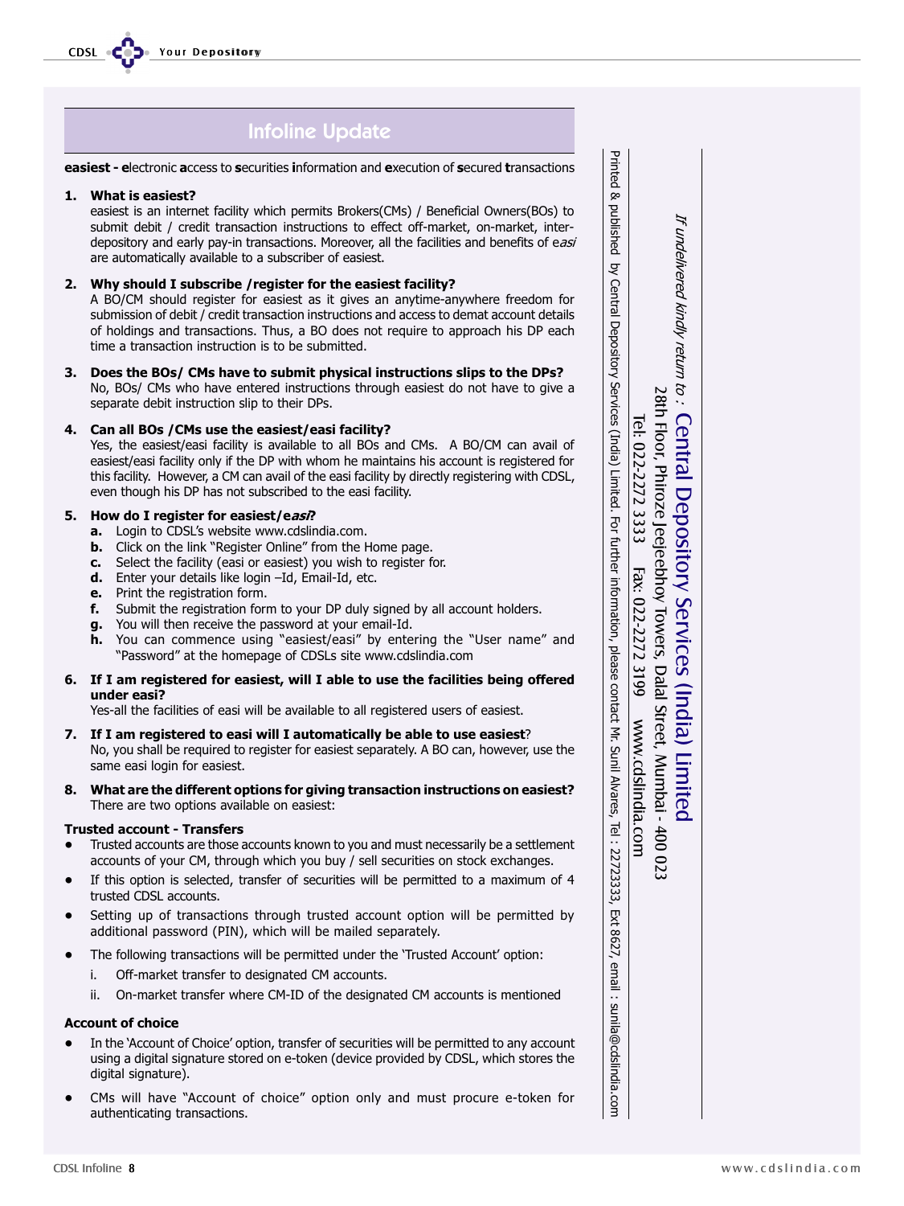## Infoline Update

**easiest - e**lectronic **a**ccess to **s**ecurities **i**nformation and **e**xecution of **s**ecured **t**ransactions

1. **What is easiest?**
   easiest is an internet facility which permits Brokers(CMs) / Beneficial Owners(BOs) to submit debit / credit transaction instructions to effect off-market, on-market, inter-depository and early pay-in transactions. Moreover, all the facilities and benefits of e*asi* are automatically available to a subscriber of easiest.

2. **Why should I subscribe /register for the easiest facility?**
   A BO/CM should register for easiest as it gives an anytime-anywhere freedom for submission of debit / credit transaction instructions and access to demat account details of holdings and transactions. Thus, a BO does not require to approach his DP each time a transaction instruction is to be submitted.

3. **Does the BOs/ CMs have to submit physical instructions slips to the DPs?**
   No, BOs/ CMs who have entered instructions through easiest do not have to give a separate debit instruction slip to their DPs.

4. **Can all BOs /CMs use the easiest/easi facility?**
   Yes, the easiest/easi facility is available to all BOs and CMs. A BO/CM can avail of easiest/easi facility only if the DP with whom he maintains his account is registered for this facility. However, a CM can avail of the easi facility by directly registering with CDSL, even though his DP has not subscribed to the easi facility.

5. **How do I register for easiest/e*asi*?**
   - **a.** Login to CDSL's website www.cdslindia.com.
   - **b.** Click on the link "Register Online" from the Home page.
   - **c.** Select the facility (easi or easiest) you wish to register for.
   - **d.** Enter your details like login –Id, Email-Id, etc.
   - **e.** Print the registration form.
   - **f.** Submit the registration form to your DP duly signed by all account holders.
   - **g.** You will then receive the password at your email-Id.
   - **h.** You can commence using "easiest/easi" by entering the "User name" and "Password" at the homepage of CDSLs site www.cdslindia.com

6. **If I am registered for easiest, will I able to use the facilities being offered under easi?**
   Yes-all the facilities of easi will be available to all registered users of easiest.

7. **If I am registered to easi will I automatically be able to use easiest**?
   No, you shall be required to register for easiest separately. A BO can, however, use the same easi login for easiest.

8. **What are the different options for giving transaction instructions on easiest?**
   There are two options available on easiest:

**Trusted account - Transfers**

- Trusted accounts are those accounts known to you and must necessarily be a settlement accounts of your CM, through which you buy / sell securities on stock exchanges.
- If this option is selected, transfer of securities will be permitted to a maximum of 4 trusted CDSL accounts.
- Setting up of transactions through trusted account option will be permitted by additional password (PIN), which will be mailed separately.
- The following transactions will be permitted under the 'Trusted Account' option:
  - i. Off-market transfer to designated CM accounts.
  - ii. On-market transfer where CM-ID of the designated CM accounts is mentioned

**Account of choice**

- In the 'Account of Choice' option, transfer of securities will be permitted to any account using a digital signature stored on e-token (device provided by CDSL, which stores the digital signature).
- CMs will have "Account of choice" option only and must procure e-token for authenticating transactions.

*If undelivered kindly return to :* Central Depository Services (India) Limited
28th Floor, Phiroze Jeejeebhoy Towers, Dalal Street, Mumbai - 400 023
Tel: 022-2272 3333 Fax: 022-2272 3199 www.cdslindia.com

Printed & published by Central Depository Services (India) Limited. For further information, please contact Mr. Sunil Alvares, Tel : 22723333, Ext 8627, email : sunila@cdslindia.com